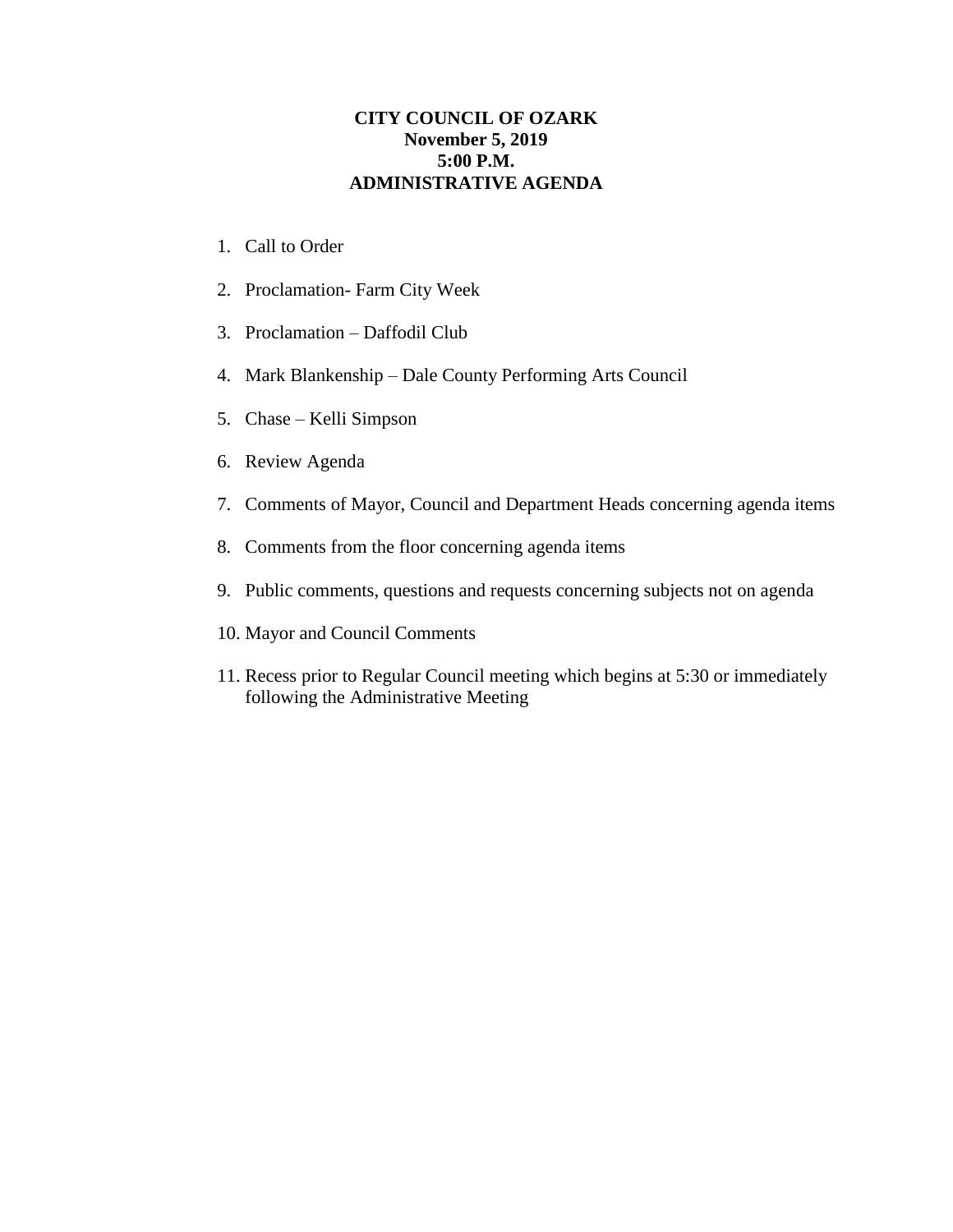# CITY COUNCIL OF OZARK
**November 5, 2019**
**5:00 P.M.**
**ADMINISTRATIVE AGENDA**

1. Call to Order
2. Proclamation- Farm City Week
3. Proclamation – Daffodil Club
4. Mark Blankenship – Dale County Performing Arts Council
5. Chase – Kelli Simpson
6. Review Agenda
7. Comments of Mayor, Council and Department Heads concerning agenda items
8. Comments from the floor concerning agenda items
9. Public comments, questions and requests concerning subjects not on agenda
10. Mayor and Council Comments
11. Recess prior to Regular Council meeting which begins at 5:30 or immediately following the Administrative Meeting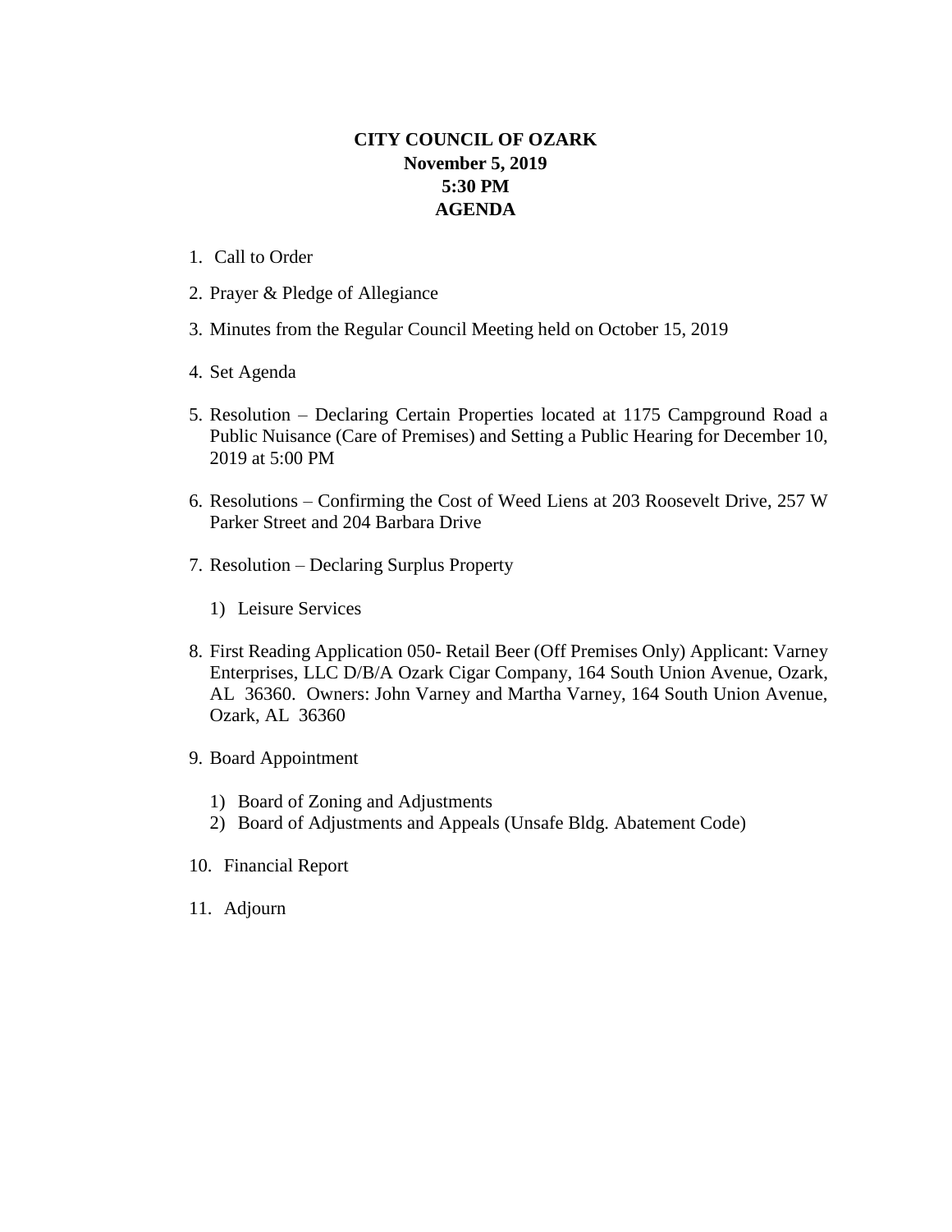**CITY COUNCIL OF OZARK**
**November 5, 2019**
**5:30 PM**
**AGENDA**

1. Call to Order

2. Prayer & Pledge of Allegiance

3. Minutes from the Regular Council Meeting held on October 15, 2019

4. Set Agenda

5. Resolution – Declaring Certain Properties located at 1175 Campground Road a Public Nuisance (Care of Premises) and Setting a Public Hearing for December 10, 2019 at 5:00 PM

6. Resolutions – Confirming the Cost of Weed Liens at 203 Roosevelt Drive, 257 W Parker Street and 204 Barbara Drive

7. Resolution – Declaring Surplus Property

   1) Leisure Services

8. First Reading Application 050- Retail Beer (Off Premises Only) Applicant: Varney Enterprises, LLC D/B/A Ozark Cigar Company, 164 South Union Avenue, Ozark, AL 36360. Owners: John Varney and Martha Varney, 164 South Union Avenue, Ozark, AL 36360

9. Board Appointment

   1) Board of Zoning and Adjustments
   2) Board of Adjustments and Appeals (Unsafe Bldg. Abatement Code)

10. Financial Report

11. Adjourn